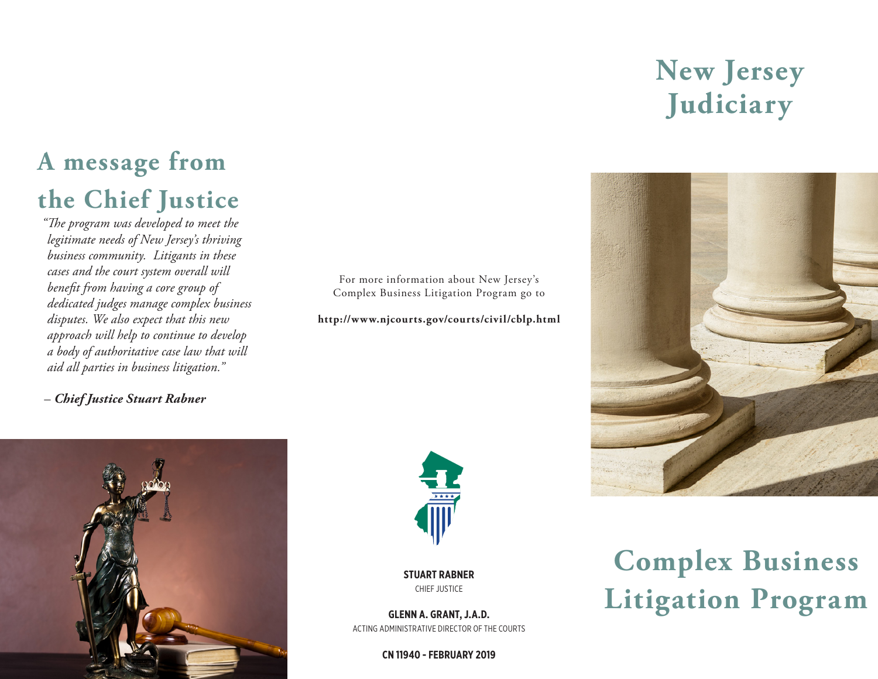# A message from the Chief Justice

*"The program was developed to meet the legitimate needs of New Jersey's thriving business community. Litigants in these cases and the court system overall will benefit from having a core group of dedicated judges manage complex business disputes. We also expect that this new approach will help to continue to develop a body of authoritative case law that will aid all parties in business litigation."*

*– **Chief Justice Stuart Rabner***

For more information about New Jersey's Complex Business Litigation Program go to

**http://www.njcourts.gov/courts/civil/cblp.html**

**STUART RABNER**
CHIEF JUSTICE

**GLENN A. GRANT, J.A.D.**
ACTING ADMINISTRATIVE DIRECTOR OF THE COURTS

**CN 11940 - FEBRUARY 2019**

# New Jersey Judiciary

# Complex Business Litigation Program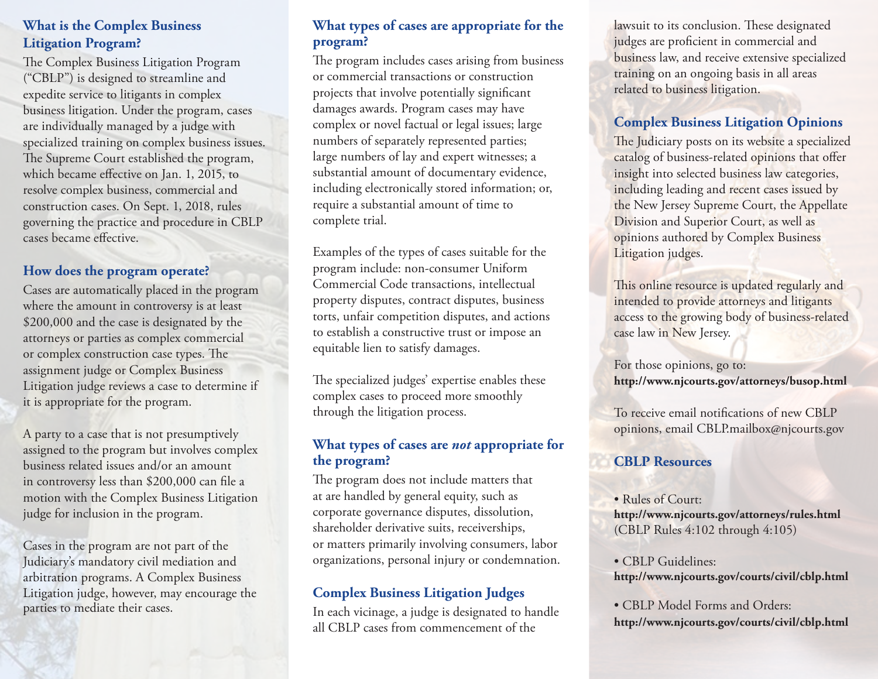## What is the Complex Business Litigation Program?

The Complex Business Litigation Program ("CBLP") is designed to streamline and expedite service to litigants in complex business litigation. Under the program, cases are individually managed by a judge with specialized training on complex business issues. The Supreme Court established the program, which became effective on Jan. 1, 2015, to resolve complex business, commercial and construction cases. On Sept. 1, 2018, rules governing the practice and procedure in CBLP cases became effective.

## How does the program operate?

Cases are automatically placed in the program where the amount in controversy is at least $200,000 and the case is designated by the attorneys or parties as complex commercial or complex construction case types. The assignment judge or Complex Business Litigation judge reviews a case to determine if it is appropriate for the program.

A party to a case that is not presumptively assigned to the program but involves complex business related issues and/or an amount in controversy less than $200,000 can file a motion with the Complex Business Litigation judge for inclusion in the program.

Cases in the program are not part of the Judiciary's mandatory civil mediation and arbitration programs. A Complex Business Litigation judge, however, may encourage the parties to mediate their cases.

## What types of cases are appropriate for the program?

The program includes cases arising from business or commercial transactions or construction projects that involve potentially significant damages awards. Program cases may have complex or novel factual or legal issues; large numbers of separately represented parties; large numbers of lay and expert witnesses; a substantial amount of documentary evidence, including electronically stored information; or, require a substantial amount of time to complete trial.

Examples of the types of cases suitable for the program include: non-consumer Uniform Commercial Code transactions, intellectual property disputes, contract disputes, business torts, unfair competition disputes, and actions to establish a constructive trust or impose an equitable lien to satisfy damages.

The specialized judges' expertise enables these complex cases to proceed more smoothly through the litigation process.

## What types of cases are *not* appropriate for the program?

The program does not include matters that at are handled by general equity, such as corporate governance disputes, dissolution, shareholder derivative suits, receiverships, or matters primarily involving consumers, labor organizations, personal injury or condemnation.

## Complex Business Litigation Judges

In each vicinage, a judge is designated to handle all CBLP cases from commencement of the lawsuit to its conclusion. These designated judges are proficient in commercial and business law, and receive extensive specialized training on an ongoing basis in all areas related to business litigation.

## Complex Business Litigation Opinions

The Judiciary posts on its website a specialized catalog of business-related opinions that offer insight into selected business law categories, including leading and recent cases issued by the New Jersey Supreme Court, the Appellate Division and Superior Court, as well as opinions authored by Complex Business Litigation judges.

This online resource is updated regularly and intended to provide attorneys and litigants access to the growing body of business-related case law in New Jersey.

For those opinions, go to:
**http://www.njcourts.gov/attorneys/busop.html**

To receive email notifications of new CBLP opinions, email CBLP.mailbox@njcourts.gov

## CBLP Resources

- Rules of Court:
  **http://www.njcourts.gov/attorneys/rules.html**
  (CBLP Rules 4:102 through 4:105)

- CBLP Guidelines:
  **http://www.njcourts.gov/courts/civil/cblp.html**

- CBLP Model Forms and Orders:
  **http://www.njcourts.gov/courts/civil/cblp.html**